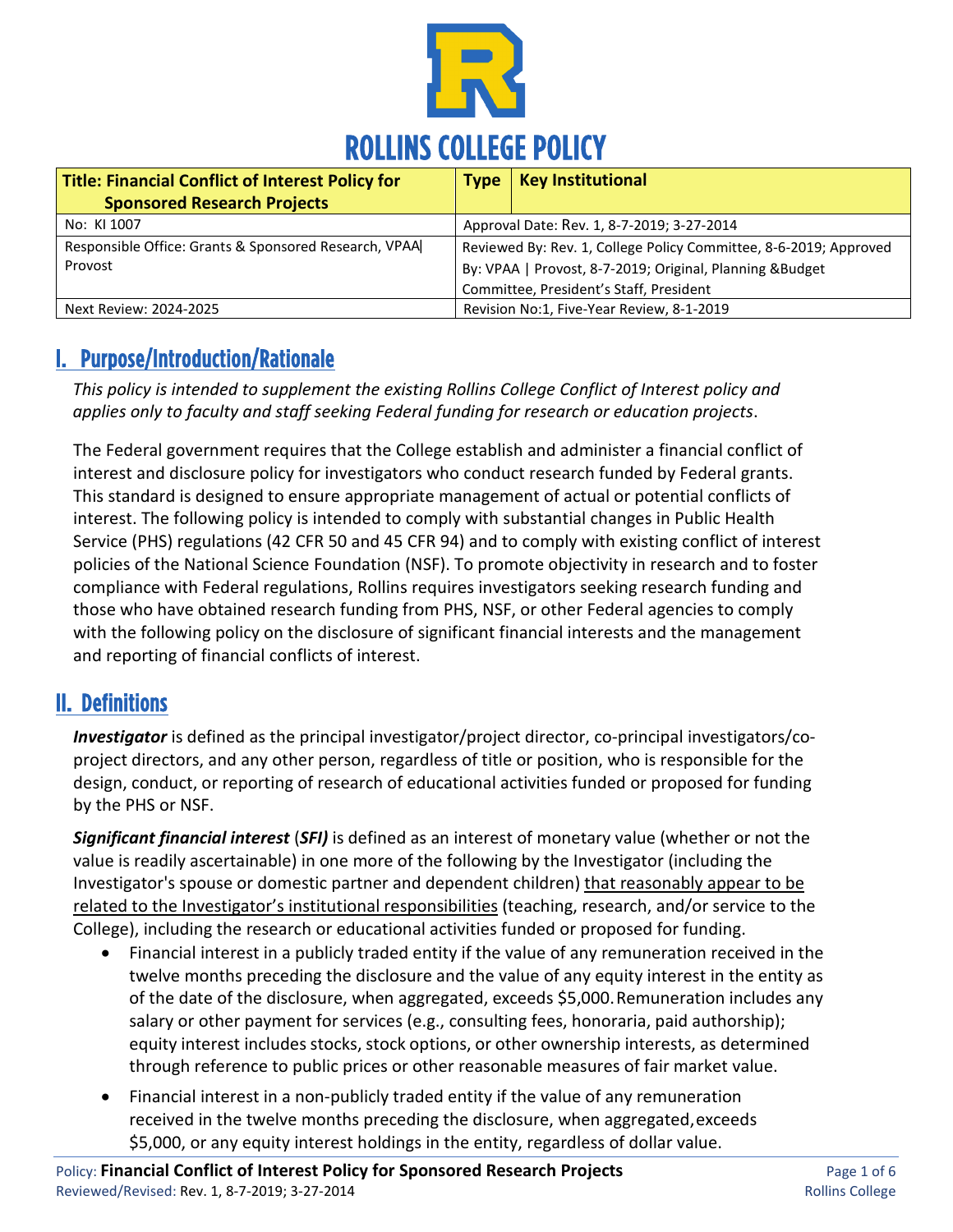# ROLLINS COLLEGE POLICY

| Title: Financial Conflict of Interest Policy for Sponsored Research Projects | Type | Key Institutional |
|---|---|---|
| No: KI 1007 | Approval Date: Rev. 1, 8-7-2019; 3-27-2014 | |
| Responsible Office: Grants & Sponsored Research, VPAA\| Provost | Reviewed By: Rev. 1, College Policy Committee, 8-6-2019; Approved By: VPAA \| Provost, 8-7-2019; Original, Planning &Budget Committee, President's Staff, President | |
| Next Review: 2024-2025 | Revision No:1, Five-Year Review, 8-1-2019 | |

## I. Purpose/Introduction/Rationale

*This policy is intended to supplement the existing Rollins College Conflict of Interest policy and applies only to faculty and staff seeking Federal funding for research or education projects*.

The Federal government requires that the College establish and administer a financial conflict of interest and disclosure policy for investigators who conduct research funded by Federal grants. This standard is designed to ensure appropriate management of actual or potential conflicts of interest. The following policy is intended to comply with substantial changes in Public Health Service (PHS) regulations (42 CFR 50 and 45 CFR 94) and to comply with existing conflict of interest policies of the National Science Foundation (NSF). To promote objectivity in research and to foster compliance with Federal regulations, Rollins requires investigators seeking research funding and those who have obtained research funding from PHS, NSF, or other Federal agencies to comply with the following policy on the disclosure of significant financial interests and the management and reporting of financial conflicts of interest.

## II. Definitions

***Investigator*** is defined as the principal investigator/project director, co-principal investigators/co-project directors, and any other person, regardless of title or position, who is responsible for the design, conduct, or reporting of research of educational activities funded or proposed for funding by the PHS or NSF.

***Significant financial interest*** (***SFI)*** is defined as an interest of monetary value (whether or not the value is readily ascertainable) in one more of the following by the Investigator (including the Investigator's spouse or domestic partner and dependent children) <u>that reasonably appear to be related to the Investigator's institutional responsibilities</u> (teaching, research, and/or service to the College), including the research or educational activities funded or proposed for funding.

- Financial interest in a publicly traded entity if the value of any remuneration received in the twelve months preceding the disclosure and the value of any equity interest in the entity as of the date of the disclosure, when aggregated, exceeds $5,000. Remuneration includes any salary or other payment for services (e.g., consulting fees, honoraria, paid authorship); equity interest includes stocks, stock options, or other ownership interests, as determined through reference to public prices or other reasonable measures of fair market value.
- Financial interest in a non-publicly traded entity if the value of any remuneration received in the twelve months preceding the disclosure, when aggregated, exceeds $5,000, or any equity interest holdings in the entity, regardless of dollar value.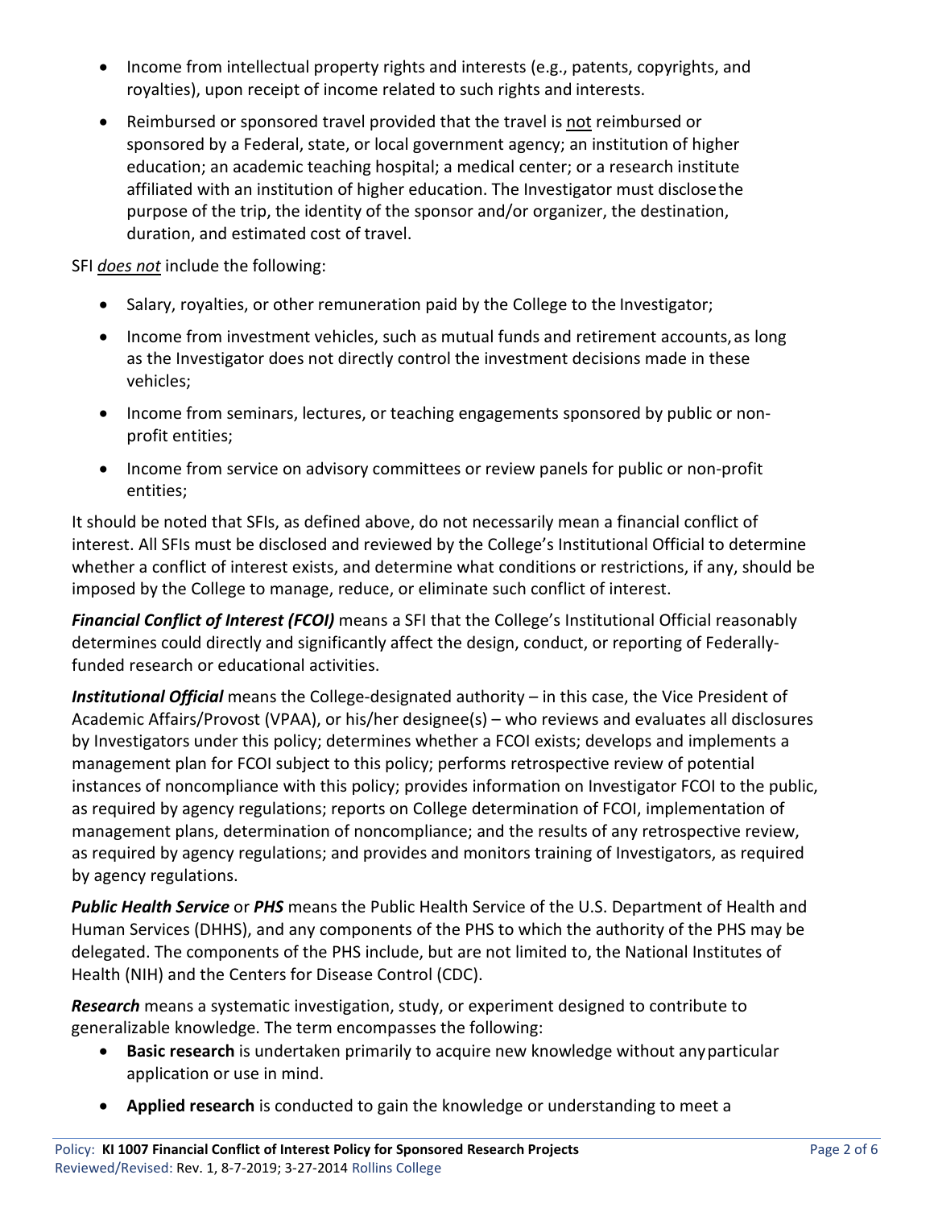- Income from intellectual property rights and interests (e.g., patents, copyrights, and royalties), upon receipt of income related to such rights and interests.
- Reimbursed or sponsored travel provided that the travel is not reimbursed or sponsored by a Federal, state, or local government agency; an institution of higher education; an academic teaching hospital; a medical center; or a research institute affiliated with an institution of higher education. The Investigator must disclose the purpose of the trip, the identity of the sponsor and/or organizer, the destination, duration, and estimated cost of travel.

SFI ***does not*** include the following:

- Salary, royalties, or other remuneration paid by the College to the Investigator;
- Income from investment vehicles, such as mutual funds and retirement accounts, as long as the Investigator does not directly control the investment decisions made in these vehicles;
- Income from seminars, lectures, or teaching engagements sponsored by public or non-profit entities;
- Income from service on advisory committees or review panels for public or non-profit entities;

It should be noted that SFIs, as defined above, do not necessarily mean a financial conflict of interest. All SFIs must be disclosed and reviewed by the College's Institutional Official to determine whether a conflict of interest exists, and determine what conditions or restrictions, if any, should be imposed by the College to manage, reduce, or eliminate such conflict of interest.

***Financial Conflict of Interest (FCOI)*** means a SFI that the College's Institutional Official reasonably determines could directly and significantly affect the design, conduct, or reporting of Federally-funded research or educational activities.

***Institutional Official*** means the College-designated authority – in this case, the Vice President of Academic Affairs/Provost (VPAA), or his/her designee(s) – who reviews and evaluates all disclosures by Investigators under this policy; determines whether a FCOI exists; develops and implements a management plan for FCOI subject to this policy; performs retrospective review of potential instances of noncompliance with this policy; provides information on Investigator FCOI to the public, as required by agency regulations; reports on College determination of FCOI, implementation of management plans, determination of noncompliance; and the results of any retrospective review, as required by agency regulations; and provides and monitors training of Investigators, as required by agency regulations.

***Public Health Service*** or ***PHS*** means the Public Health Service of the U.S. Department of Health and Human Services (DHHS), and any components of the PHS to which the authority of the PHS may be delegated. The components of the PHS include, but are not limited to, the National Institutes of Health (NIH) and the Centers for Disease Control (CDC).

***Research*** means a systematic investigation, study, or experiment designed to contribute to generalizable knowledge. The term encompasses the following:

- **Basic research** is undertaken primarily to acquire new knowledge without any particular application or use in mind.
- **Applied research** is conducted to gain the knowledge or understanding to meet a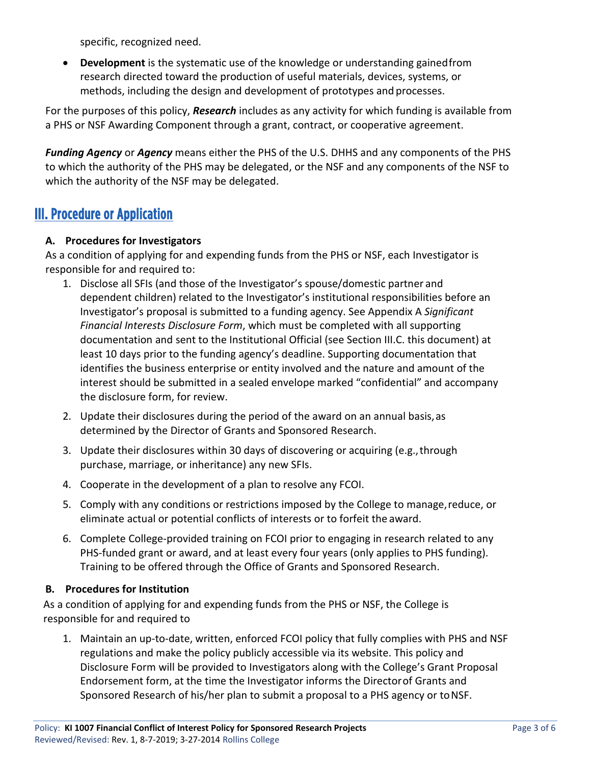specific, recognized need.

- **Development** is the systematic use of the knowledge or understanding gained from research directed toward the production of useful materials, devices, systems, or methods, including the design and development of prototypes and processes.

For the purposes of this policy, ***Research*** includes as any activity for which funding is available from a PHS or NSF Awarding Component through a grant, contract, or cooperative agreement.

***Funding Agency*** or ***Agency*** means either the PHS of the U.S. DHHS and any components of the PHS to which the authority of the PHS may be delegated, or the NSF and any components of the NSF to which the authority of the NSF may be delegated.

## III. Procedure or Application

### A. Procedures for Investigators

As a condition of applying for and expending funds from the PHS or NSF, each Investigator is responsible for and required to:

1. Disclose all SFIs (and those of the Investigator's spouse/domestic partner and dependent children) related to the Investigator's institutional responsibilities before an Investigator's proposal is submitted to a funding agency. See Appendix A *Significant Financial Interests Disclosure Form*, which must be completed with all supporting documentation and sent to the Institutional Official (see Section III.C. this document) at least 10 days prior to the funding agency's deadline. Supporting documentation that identifies the business enterprise or entity involved and the nature and amount of the interest should be submitted in a sealed envelope marked "confidential" and accompany the disclosure form, for review.
2. Update their disclosures during the period of the award on an annual basis, as determined by the Director of Grants and Sponsored Research.
3. Update their disclosures within 30 days of discovering or acquiring (e.g., through purchase, marriage, or inheritance) any new SFIs.
4. Cooperate in the development of a plan to resolve any FCOI.
5. Comply with any conditions or restrictions imposed by the College to manage, reduce, or eliminate actual or potential conflicts of interests or to forfeit the award.
6. Complete College-provided training on FCOI prior to engaging in research related to any PHS-funded grant or award, and at least every four years (only applies to PHS funding). Training to be offered through the Office of Grants and Sponsored Research.

### B. Procedures for Institution

As a condition of applying for and expending funds from the PHS or NSF, the College is responsible for and required to

1. Maintain an up-to-date, written, enforced FCOI policy that fully complies with PHS and NSF regulations and make the policy publicly accessible via its website. This policy and Disclosure Form will be provided to Investigators along with the College's Grant Proposal Endorsement form, at the time the Investigator informs the Director of Grants and Sponsored Research of his/her plan to submit a proposal to a PHS agency or to NSF.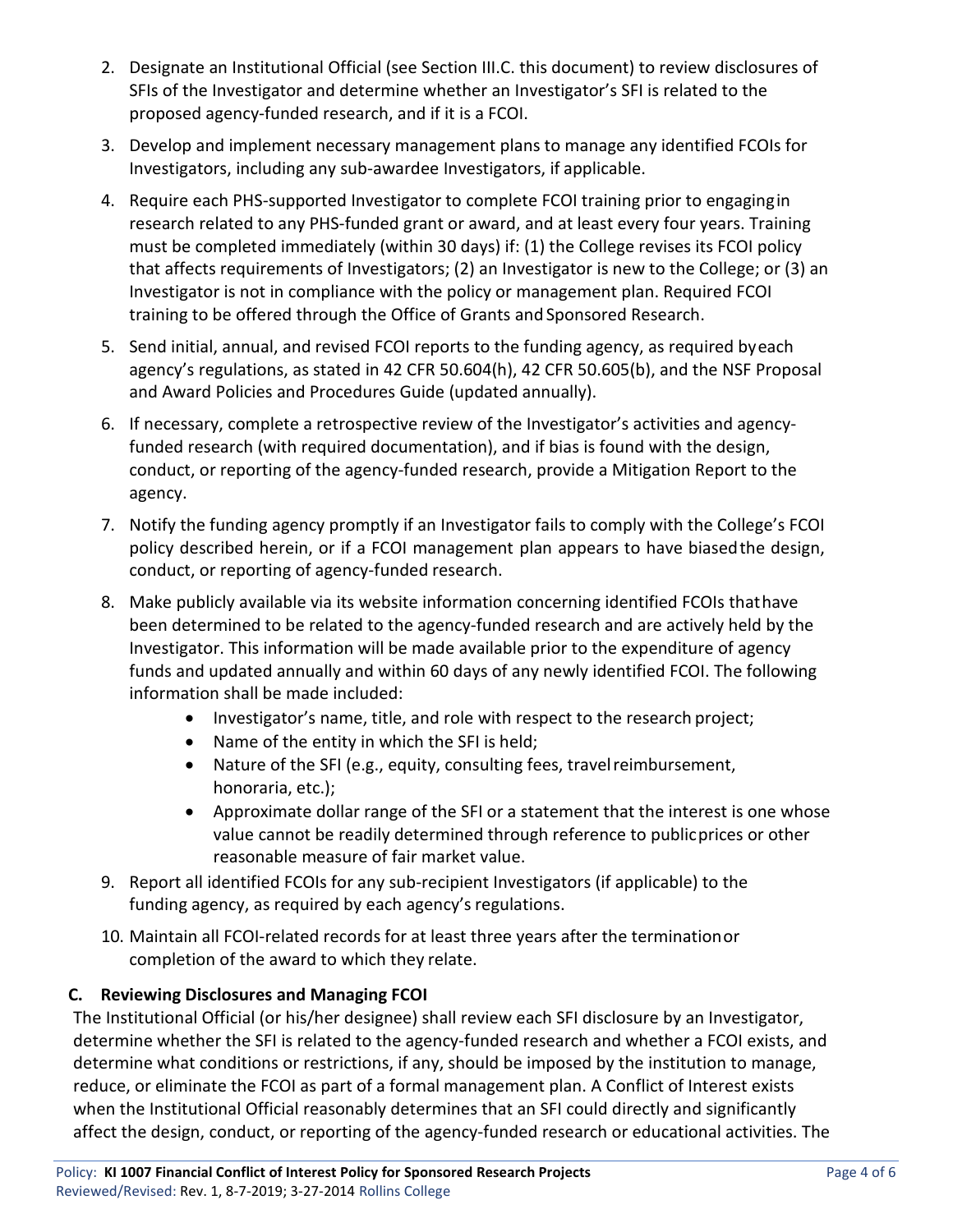2. Designate an Institutional Official (see Section III.C. this document) to review disclosures of SFIs of the Investigator and determine whether an Investigator's SFI is related to the proposed agency-funded research, and if it is a FCOI.
3. Develop and implement necessary management plans to manage any identified FCOIs for Investigators, including any sub-awardee Investigators, if applicable.
4. Require each PHS-supported Investigator to complete FCOI training prior to engaging in research related to any PHS-funded grant or award, and at least every four years. Training must be completed immediately (within 30 days) if: (1) the College revises its FCOI policy that affects requirements of Investigators; (2) an Investigator is new to the College; or (3) an Investigator is not in compliance with the policy or management plan. Required FCOI training to be offered through the Office of Grants and Sponsored Research.
5. Send initial, annual, and revised FCOI reports to the funding agency, as required by each agency's regulations, as stated in 42 CFR 50.604(h), 42 CFR 50.605(b), and the NSF Proposal and Award Policies and Procedures Guide (updated annually).
6. If necessary, complete a retrospective review of the Investigator's activities and agency-funded research (with required documentation), and if bias is found with the design, conduct, or reporting of the agency-funded research, provide a Mitigation Report to the agency.
7. Notify the funding agency promptly if an Investigator fails to comply with the College's FCOI policy described herein, or if a FCOI management plan appears to have biased the design, conduct, or reporting of agency-funded research.
8. Make publicly available via its website information concerning identified FCOIs that have been determined to be related to the agency-funded research and are actively held by the Investigator. This information will be made available prior to the expenditure of agency funds and updated annually and within 60 days of any newly identified FCOI. The following information shall be made included:
    - Investigator's name, title, and role with respect to the research project;
    - Name of the entity in which the SFI is held;
    - Nature of the SFI (e.g., equity, consulting fees, travel reimbursement, honoraria, etc.);
    - Approximate dollar range of the SFI or a statement that the interest is one whose value cannot be readily determined through reference to public prices or other reasonable measure of fair market value.
9. Report all identified FCOIs for any sub-recipient Investigators (if applicable) to the funding agency, as required by each agency's regulations.
10. Maintain all FCOI-related records for at least three years after the termination or completion of the award to which they relate.

### C. Reviewing Disclosures and Managing FCOI

The Institutional Official (or his/her designee) shall review each SFI disclosure by an Investigator, determine whether the SFI is related to the agency-funded research and whether a FCOI exists, and determine what conditions or restrictions, if any, should be imposed by the institution to manage, reduce, or eliminate the FCOI as part of a formal management plan. A Conflict of Interest exists when the Institutional Official reasonably determines that an SFI could directly and significantly affect the design, conduct, or reporting of the agency-funded research or educational activities. The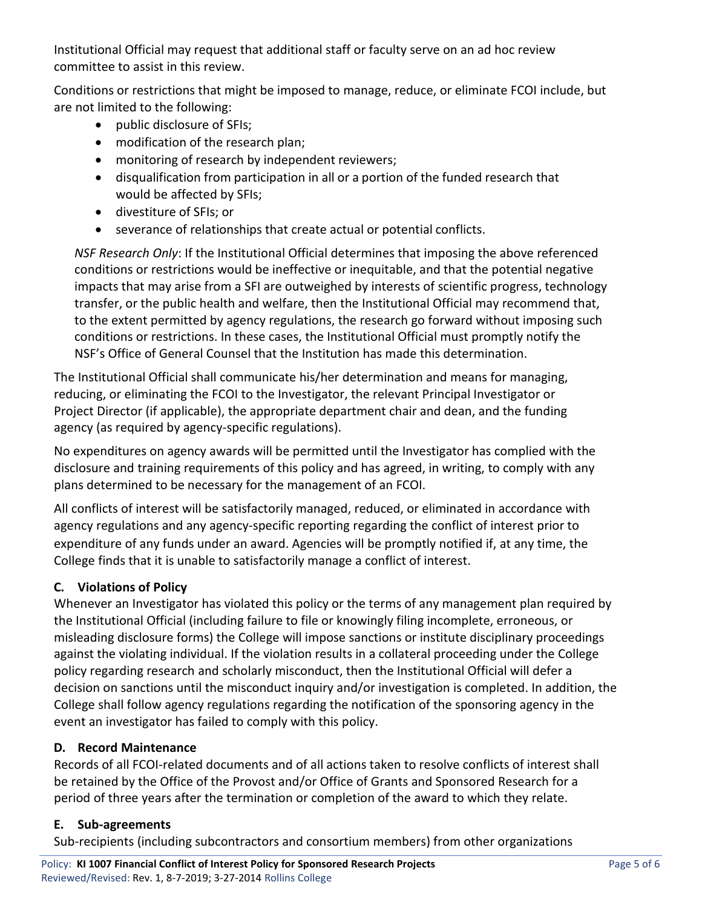Institutional Official may request that additional staff or faculty serve on an ad hoc review committee to assist in this review.

Conditions or restrictions that might be imposed to manage, reduce, or eliminate FCOI include, but are not limited to the following:

- public disclosure of SFIs;
- modification of the research plan;
- monitoring of research by independent reviewers;
- disqualification from participation in all or a portion of the funded research that would be affected by SFIs;
- divestiture of SFIs; or
- severance of relationships that create actual or potential conflicts.

*NSF Research Only*: If the Institutional Official determines that imposing the above referenced conditions or restrictions would be ineffective or inequitable, and that the potential negative impacts that may arise from a SFI are outweighed by interests of scientific progress, technology transfer, or the public health and welfare, then the Institutional Official may recommend that, to the extent permitted by agency regulations, the research go forward without imposing such conditions or restrictions. In these cases, the Institutional Official must promptly notify the NSF's Office of General Counsel that the Institution has made this determination.

The Institutional Official shall communicate his/her determination and means for managing, reducing, or eliminating the FCOI to the Investigator, the relevant Principal Investigator or Project Director (if applicable), the appropriate department chair and dean, and the funding agency (as required by agency-specific regulations).

No expenditures on agency awards will be permitted until the Investigator has complied with the disclosure and training requirements of this policy and has agreed, in writing, to comply with any plans determined to be necessary for the management of an FCOI.

All conflicts of interest will be satisfactorily managed, reduced, or eliminated in accordance with agency regulations and any agency-specific reporting regarding the conflict of interest prior to expenditure of any funds under an award. Agencies will be promptly notified if, at any time, the College finds that it is unable to satisfactorily manage a conflict of interest.

### C. Violations of Policy

Whenever an Investigator has violated this policy or the terms of any management plan required by the Institutional Official (including failure to file or knowingly filing incomplete, erroneous, or misleading disclosure forms) the College will impose sanctions or institute disciplinary proceedings against the violating individual. If the violation results in a collateral proceeding under the College policy regarding research and scholarly misconduct, then the Institutional Official will defer a decision on sanctions until the misconduct inquiry and/or investigation is completed. In addition, the College shall follow agency regulations regarding the notification of the sponsoring agency in the event an investigator has failed to comply with this policy.

### D. Record Maintenance

Records of all FCOI-related documents and of all actions taken to resolve conflicts of interest shall be retained by the Office of the Provost and/or Office of Grants and Sponsored Research for a period of three years after the termination or completion of the award to which they relate.

### E. Sub-agreements

Sub-recipients (including subcontractors and consortium members) from other organizations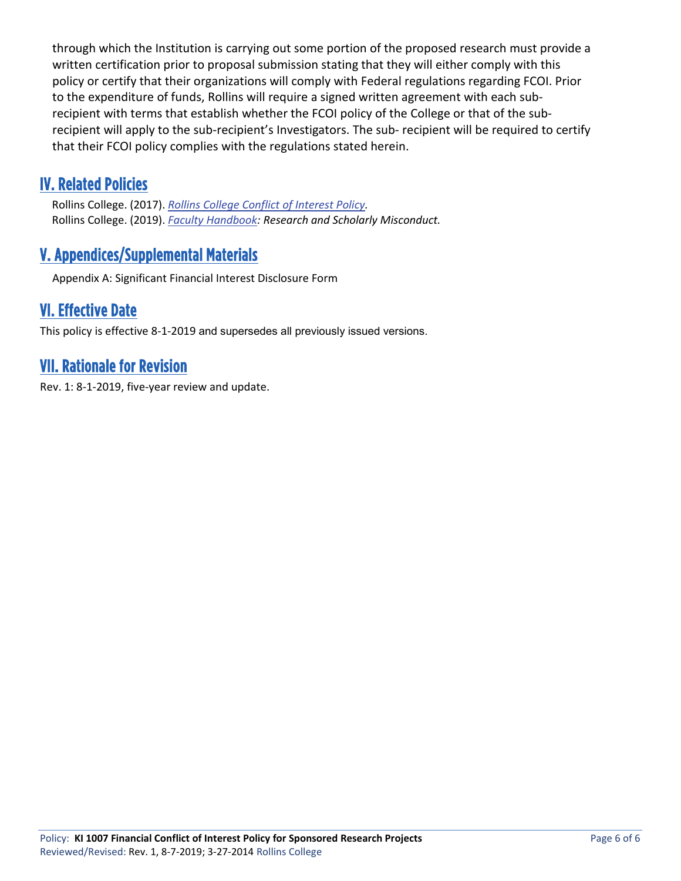through which the Institution is carrying out some portion of the proposed research must provide a written certification prior to proposal submission stating that they will either comply with this policy or certify that their organizations will comply with Federal regulations regarding FCOI. Prior to the expenditure of funds, Rollins will require a signed written agreement with each sub-recipient with terms that establish whether the FCOI policy of the College or that of the sub-recipient will apply to the sub-recipient's Investigators. The sub- recipient will be required to certify that their FCOI policy complies with the regulations stated herein.

## IV. Related Policies

Rollins College. (2017). *Rollins College Conflict of Interest Policy.*
Rollins College. (2019). *Faculty Handbook: Research and Scholarly Misconduct.*

## V. Appendices/Supplemental Materials

Appendix A: Significant Financial Interest Disclosure Form

## VI. Effective Date

This policy is effective 8-1-2019 and supersedes all previously issued versions.

## VII. Rationale for Revision

Rev. 1: 8-1-2019, five-year review and update.